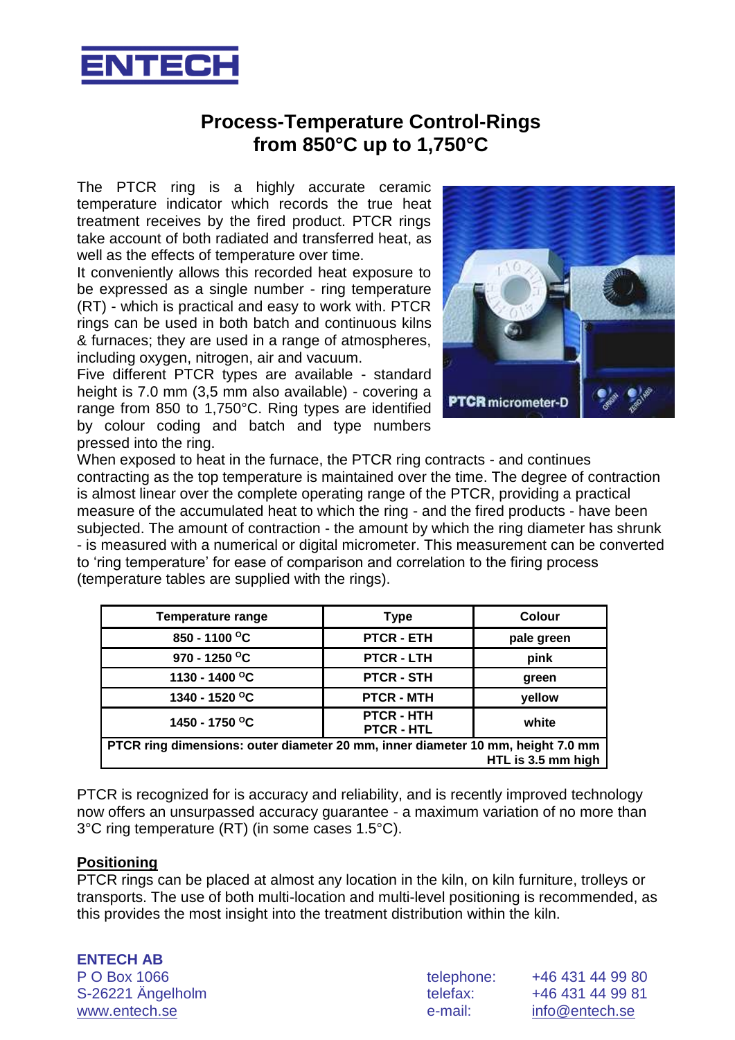ENTECH

# Process-Temperature Control-Rings from 850°C up to 1,750°C

The PTCR ring is a highly accurate ceramic temperature indicator which records the true heat treatment receives by the fired product. PTCR rings take account of both radiated and transferred heat, as well as the effects of temperature over time.

It conveniently allows this recorded heat exposure to be expressed as a single number - ring temperature (RT) - which is practical and easy to work with. PTCR rings can be used in both batch and continuous kilns & furnaces; they are used in a range of atmospheres, including oxygen, nitrogen, air and vacuum.

Five different PTCR types are available - standard height is 7.0 mm (3,5 mm also available) - covering a range from 850 to 1,750°C. Ring types are identified by colour coding and batch and type numbers pressed into the ring.

When exposed to heat in the furnace, the PTCR ring contracts - and continues contracting as the top temperature is maintained over the time. The degree of contraction is almost linear over the complete operating range of the PTCR, providing a practical measure of the accumulated heat to which the ring - and the fired products - have been subjected. The amount of contraction - the amount by which the ring diameter has shrunk - is measured with a numerical or digital micrometer. This measurement can be converted to 'ring temperature' for ease of comparison and correlation to the firing process (temperature tables are supplied with the rings).

| Temperature range | Type | Colour |
|---|---|---|
| 850 - 1100 °C | PTCR - ETH | pale green |
| 970 - 1250 °C | PTCR - LTH | pink |
| 1130 - 1400 °C | PTCR - STH | green |
| 1340 - 1520 °C | PTCR - MTH | yellow |
| 1450 - 1750 °C | PTCR - HTH<br>PTCR - HTL | white |
| PTCR ring dimensions: outer diameter 20 mm, inner diameter 10 mm, height 7.0 mm HTL is 3.5 mm high | | |

PTCR is recognized for is accuracy and reliability, and is recently improved technology now offers an unsurpassed accuracy guarantee - a maximum variation of no more than 3°C ring temperature (RT) (in some cases 1.5°C).

## Positioning

PTCR rings can be placed at almost any location in the kiln, on kiln furniture, trolleys or transports. The use of both multi-location and multi-level positioning is recommended, as this provides the most insight into the treatment distribution within the kiln.

**ENTECH AB**
P O Box 1066
S-26221 Ängelholm
www.entech.se

telephone: +46 431 44 99 80
telefax: +46 431 44 99 81
e-mail: info@entech.se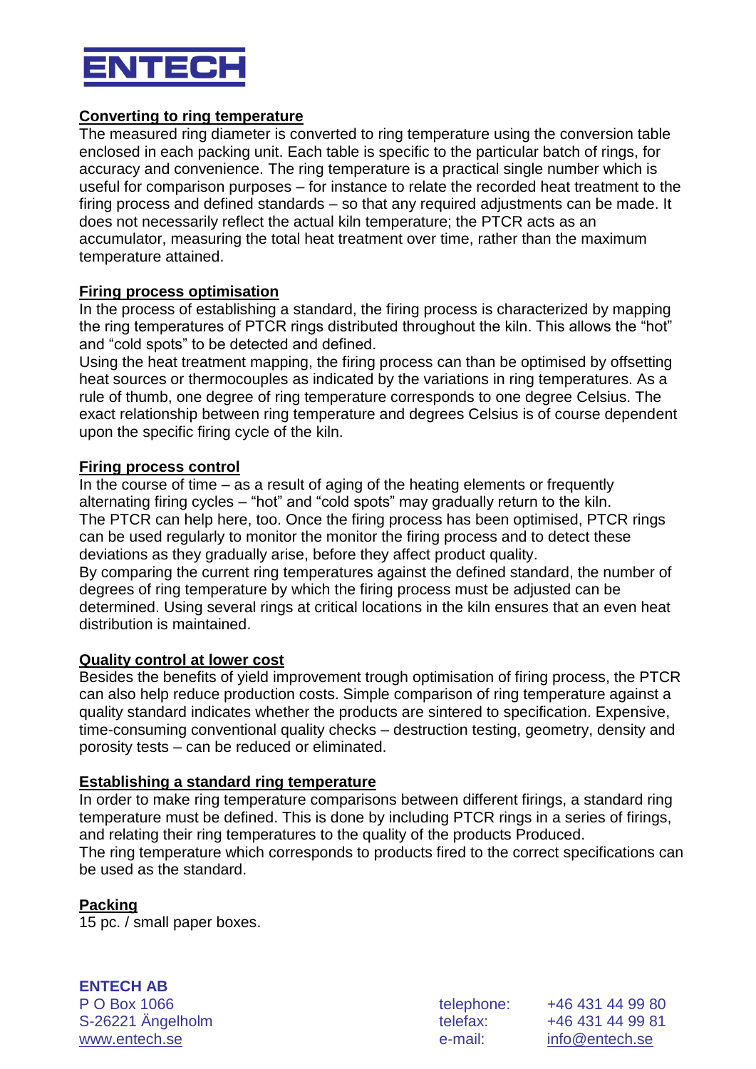**Converting to ring temperature**

The measured ring diameter is converted to ring temperature using the conversion table enclosed in each packing unit. Each table is specific to the particular batch of rings, for accuracy and convenience. The ring temperature is a practical single number which is useful for comparison purposes – for instance to relate the recorded heat treatment to the firing process and defined standards – so that any required adjustments can be made. It does not necessarily reflect the actual kiln temperature; the PTCR acts as an accumulator, measuring the total heat treatment over time, rather than the maximum temperature attained.

**Firing process optimisation**

In the process of establishing a standard, the firing process is characterized by mapping the ring temperatures of PTCR rings distributed throughout the kiln. This allows the "hot" and "cold spots" to be detected and defined.

Using the heat treatment mapping, the firing process can than be optimised by offsetting heat sources or thermocouples as indicated by the variations in ring temperatures. As a rule of thumb, one degree of ring temperature corresponds to one degree Celsius. The exact relationship between ring temperature and degrees Celsius is of course dependent upon the specific firing cycle of the kiln.

**Firing process control**

In the course of time – as a result of aging of the heating elements or frequently alternating firing cycles – "hot" and "cold spots" may gradually return to the kiln.

The PTCR can help here, too. Once the firing process has been optimised, PTCR rings can be used regularly to monitor the monitor the firing process and to detect these deviations as they gradually arise, before they affect product quality.

By comparing the current ring temperatures against the defined standard, the number of degrees of ring temperature by which the firing process must be adjusted can be determined. Using several rings at critical locations in the kiln ensures that an even heat distribution is maintained.

**Quality control at lower cost**

Besides the benefits of yield improvement trough optimisation of firing process, the PTCR can also help reduce production costs. Simple comparison of ring temperature against a quality standard indicates whether the products are sintered to specification. Expensive, time-consuming conventional quality checks – destruction testing, geometry, density and porosity tests – can be reduced or eliminated.

**Establishing a standard ring temperature**

In order to make ring temperature comparisons between different firings, a standard ring temperature must be defined. This is done by including PTCR rings in a series of firings, and relating their ring temperatures to the quality of the products Produced.

The ring temperature which corresponds to products fired to the correct specifications can be used as the standard.

**Packing**

15 pc. / small paper boxes.

**ENTECH AB**
P O Box 1066
S-26221 Ängelholm
www.entech.se

telephone: +46 431 44 99 80
telefax: +46 431 44 99 81
e-mail: info@entech.se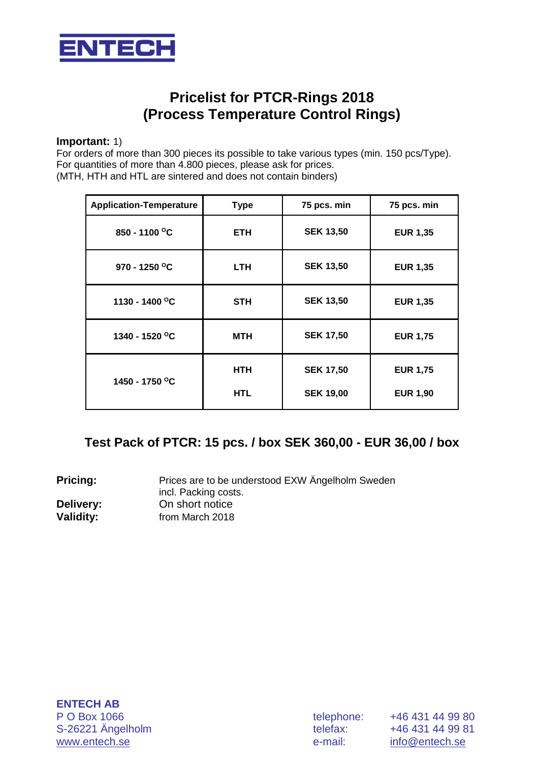**ENTECH**

# Pricelist for PTCR-Rings 2018
# (Process Temperature Control Rings)

**Important:** 1)
For orders of more than 300 pieces its possible to take various types (min. 150 pcs/Type).
For quantities of more than 4.800 pieces, please ask for prices.
(MTH, HTH and HTL are sintered and does not contain binders)

| Application-Temperature | Type | 75 pcs. min | 75 pcs. min |
|---|---|---|---|
| 850 - 1100 °C | ETH | SEK 13,50 | EUR 1,35 |
| 970 - 1250 °C | LTH | SEK 13,50 | EUR 1,35 |
| 1130 - 1400 °C | STH | SEK 13,50 | EUR 1,35 |
| 1340 - 1520 °C | MTH | SEK 17,50 | EUR 1,75 |
| 1450 - 1750 °C | HTH | SEK 17,50 | EUR 1,75 |
| | HTL | SEK 19,00 | EUR 1,90 |

## Test Pack of PTCR: 15 pcs. / box SEK 360,00 - EUR 36,00 / box

**Pricing:** Prices are to be understood EXW Ängelholm Sweden incl. Packing costs.
**Delivery:** On short notice
**Validity:** from March 2018

**ENTECH AB**
P O Box 1066
S-26221 Ängelholm
www.entech.se

telephone: +46 431 44 99 80
telefax: +46 431 44 99 81
e-mail: info@entech.se